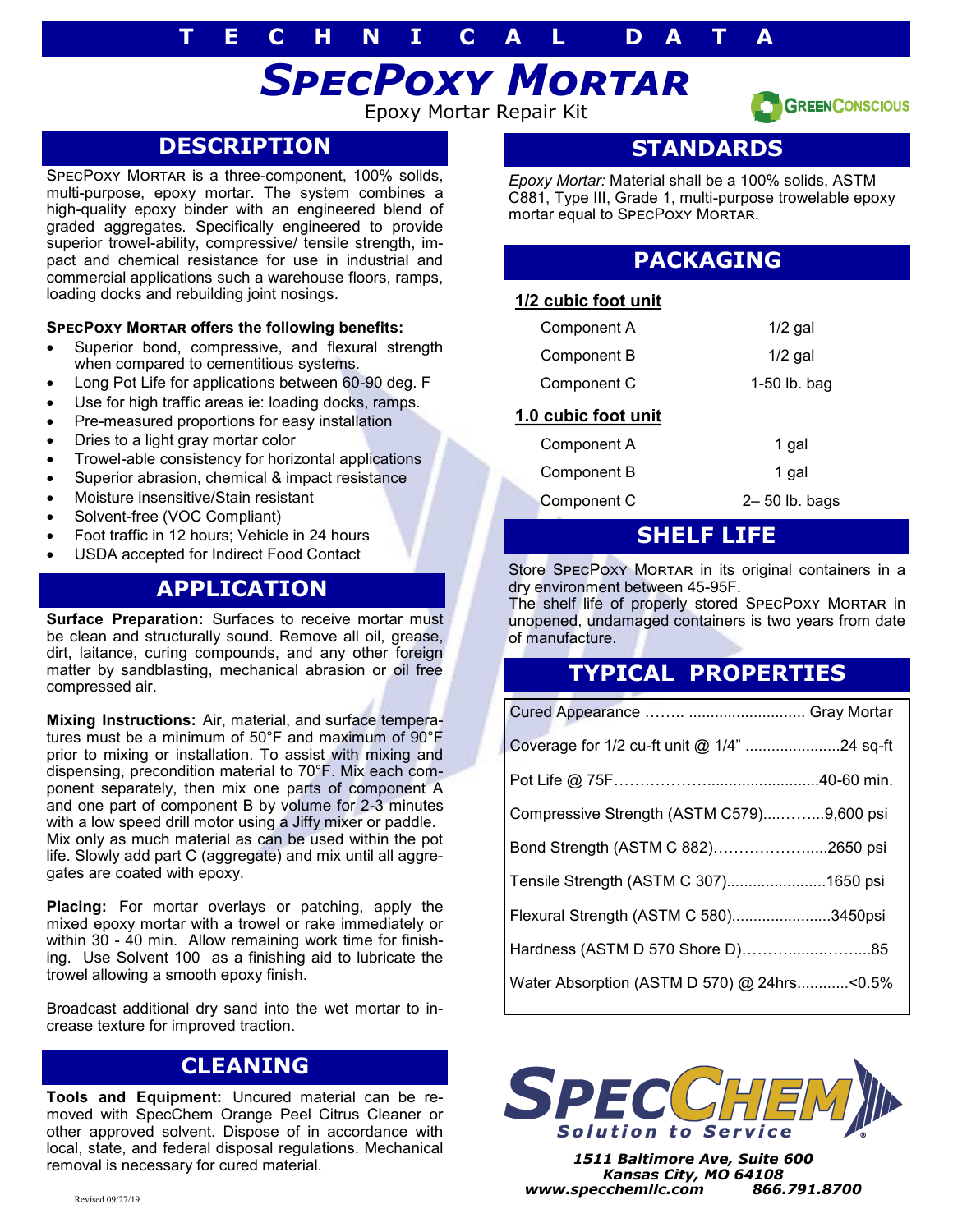# TECHNICAL DATA

# SpecPoxy Mortar

Epoxy Mortar Repair Kit

GreenConscious

## DESCRIPTION

SpecPoxy Mortar is a three-component, 100% solids, multi-purpose, epoxy mortar. The system combines a high-quality epoxy binder with an engineered blend of graded aggregates. Specifically engineered to provide superior trowel-ability, compressive/ tensile strength, impact and chemical resistance for use in industrial and commercial applications such a warehouse floors, ramps, loading docks and rebuilding joint nosings.

**SpecPoxy Mortar offers the following benefits:**

- Superior bond, compressive, and flexural strength when compared to cementitious systems.
- Long Pot Life for applications between 60-90 deg. F
- Use for high traffic areas ie: loading docks, ramps.
- Pre-measured proportions for easy installation
- Dries to a light gray mortar color
- Trowel-able consistency for horizontal applications
- Superior abrasion, chemical & impact resistance
- Moisture insensitive/Stain resistant
- Solvent-free (VOC Compliant)
- Foot traffic in 12 hours; Vehicle in 24 hours
- USDA accepted for Indirect Food Contact

## APPLICATION

**Surface Preparation:** Surfaces to receive mortar must be clean and structurally sound. Remove all oil, grease, dirt, laitance, curing compounds, and any other foreign matter by sandblasting, mechanical abrasion or oil free compressed air.

**Mixing Instructions:** Air, material, and surface temperatures must be a minimum of 50°F and maximum of 90°F prior to mixing or installation. To assist with mixing and dispensing, precondition material to 70°F. Mix each component separately, then mix one parts of component A and one part of component B by volume for 2-3 minutes with a low speed drill motor using a Jiffy mixer or paddle. Mix only as much material as can be used within the pot life. Slowly add part C (aggregate) and mix until all aggregates are coated with epoxy.

**Placing:** For mortar overlays or patching, apply the mixed epoxy mortar with a trowel or rake immediately or within 30 - 40 min. Allow remaining work time for finishing. Use Solvent 100 as a finishing aid to lubricate the trowel allowing a smooth epoxy finish.

Broadcast additional dry sand into the wet mortar to increase texture for improved traction.

## CLEANING

**Tools and Equipment:** Uncured material can be removed with SpecChem Orange Peel Citrus Cleaner or other approved solvent. Dispose of in accordance with local, state, and federal disposal regulations. Mechanical removal is necessary for cured material.

## STANDARDS

*Epoxy Mortar:* Material shall be a 100% solids, ASTM C881, Type III, Grade 1, multi-purpose trowelable epoxy mortar equal to SpecPoxy Mortar.

## PACKAGING

**1/2 cubic foot unit**

| | |
|---|---|
| Component A | 1/2 gal |
| Component B | 1/2 gal |
| Component C | 1-50 lb. bag |

**1.0 cubic foot unit**

| | |
|---|---|
| Component A | 1 gal |
| Component B | 1 gal |
| Component C | 2– 50 lb. bags |

## SHELF LIFE

Store SpecPoxy Mortar in its original containers in a dry environment between 45-95F.
The shelf life of properly stored SpecPoxy Mortar in unopened, undamaged containers is two years from date of manufacture.

## TYPICAL PROPERTIES

| Property | Value |
|---|---|
| Cured Appearance | Gray Mortar |
| Coverage for 1/2 cu-ft unit @ 1/4" | 24 sq-ft |
| Pot Life @ 75F | 40-60 min. |
| Compressive Strength (ASTM C579) | 9,600 psi |
| Bond Strength (ASTM C 882) | 2650 psi |
| Tensile Strength (ASTM C 307) | 1650 psi |
| Flexural Strength (ASTM C 580) | 3450psi |
| Hardness (ASTM D 570 Shore D) | 85 |
| Water Absorption (ASTM D 570) @ 24hrs | <0.5% |

SpecChem
*Solution to Service*

*1511 Baltimore Ave, Suite 600*
*Kansas City, MO 64108*
*www.specchemllc.com 866.791.8700*

Revised 09/27/19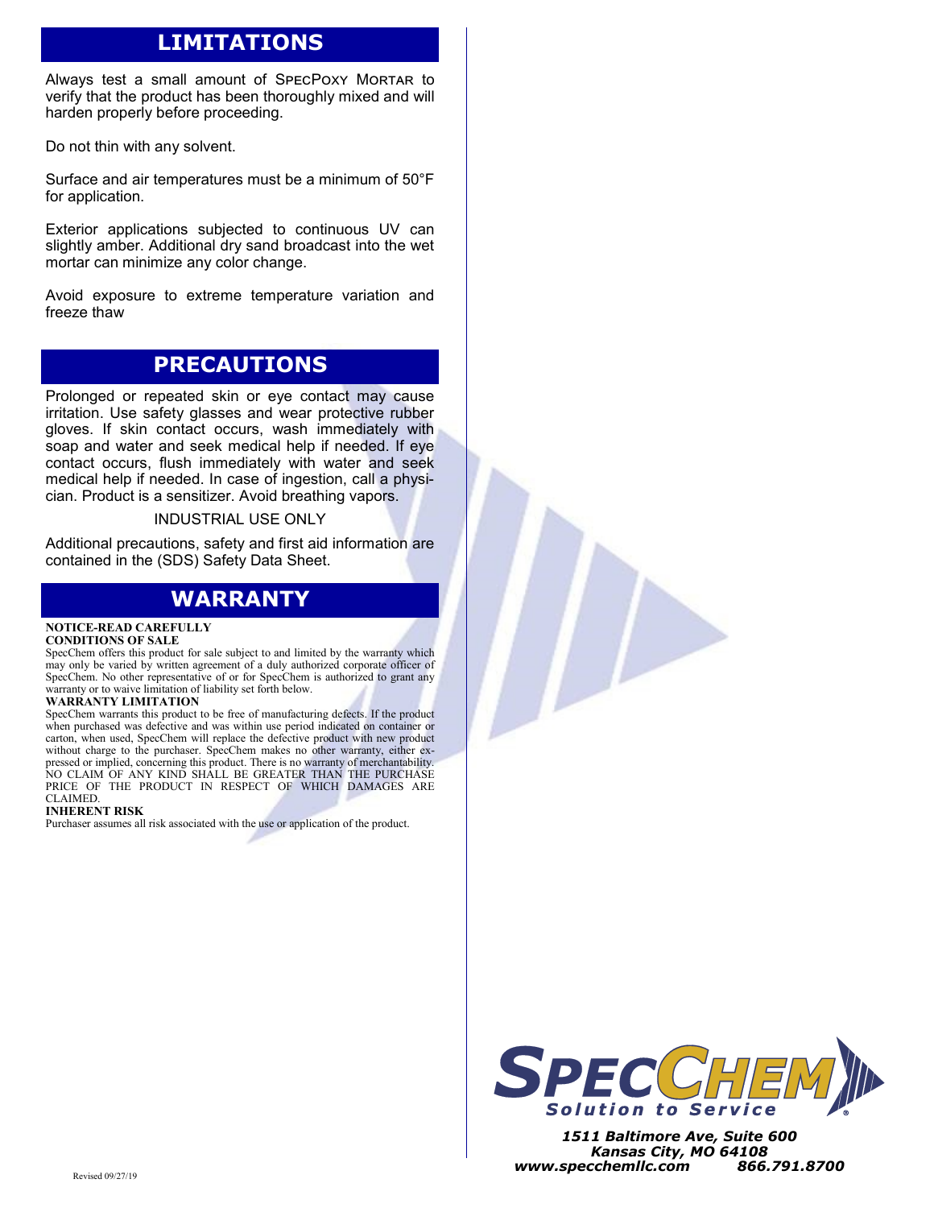## LIMITATIONS

Always test a small amount of SpecPoxy Mortar to verify that the product has been thoroughly mixed and will harden properly before proceeding.

Do not thin with any solvent.

Surface and air temperatures must be a minimum of 50°F for application.

Exterior applications subjected to continuous UV can slightly amber. Additional dry sand broadcast into the wet mortar can minimize any color change.

Avoid exposure to extreme temperature variation and freeze thaw

## PRECAUTIONS

Prolonged or repeated skin or eye contact may cause irritation. Use safety glasses and wear protective rubber gloves. If skin contact occurs, wash immediately with soap and water and seek medical help if needed. If eye contact occurs, flush immediately with water and seek medical help if needed. In case of ingestion, call a physician. Product is a sensitizer. Avoid breathing vapors.

INDUSTRIAL USE ONLY

Additional precautions, safety and first aid information are contained in the (SDS) Safety Data Sheet.

## WARRANTY

**NOTICE-READ CAREFULLY**

**CONDITIONS OF SALE**

SpecChem offers this product for sale subject to and limited by the warranty which may only be varied by written agreement of a duly authorized corporate officer of SpecChem. No other representative of or for SpecChem is authorized to grant any warranty or to waive limitation of liability set forth below.

**WARRANTY LIMITATION**

SpecChem warrants this product to be free of manufacturing defects. If the product when purchased was defective and was within use period indicated on container or carton, when used, SpecChem will replace the defective product with new product without charge to the purchaser. SpecChem makes no other warranty, either expressed or implied, concerning this product. There is no warranty of merchantability. NO CLAIM OF ANY KIND SHALL BE GREATER THAN THE PURCHASE PRICE OF THE PRODUCT IN RESPECT OF WHICH DAMAGES ARE CLAIMED.

**INHERENT RISK**

Purchaser assumes all risk associated with the use or application of the product.

SpecChem
*Solution to Service*

*1511 Baltimore Ave, Suite 600*
*Kansas City, MO 64108*
*www.specchemllc.com 866.791.8700*

Revised 09/27/19